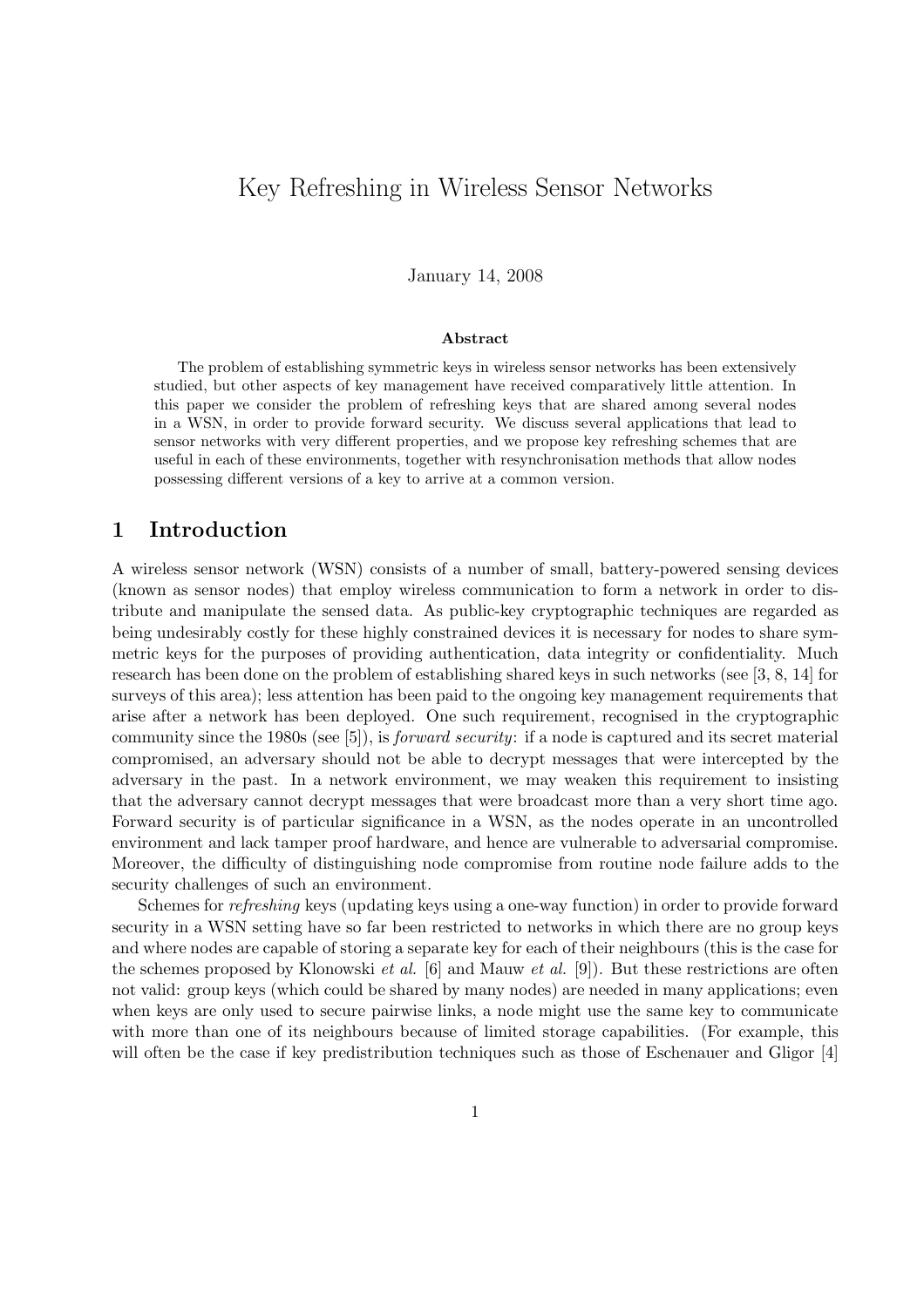# Key Refreshing in Wireless Sensor Networks

January 14, 2008

### Abstract

The problem of establishing symmetric keys in wireless sensor networks has been extensively studied, but other aspects of key management have received comparatively little attention. In this paper we consider the problem of refreshing keys that are shared among several nodes in a WSN, in order to provide forward security. We discuss several applications that lead to sensor networks with very different properties, and we propose key refreshing schemes that are useful in each of these environments, together with resynchronisation methods that allow nodes possessing different versions of a key to arrive at a common version.

## 1 Introduction

A wireless sensor network (WSN) consists of a number of small, battery-powered sensing devices (known as sensor nodes) that employ wireless communication to form a network in order to distribute and manipulate the sensed data. As public-key cryptographic techniques are regarded as being undesirably costly for these highly constrained devices it is necessary for nodes to share symmetric keys for the purposes of providing authentication, data integrity or confidentiality. Much research has been done on the problem of establishing shared keys in such networks (see [3, 8, 14] for surveys of this area); less attention has been paid to the ongoing key management requirements that arise after a network has been deployed. One such requirement, recognised in the cryptographic community since the 1980s (see [5]), is *forward security*: if a node is captured and its secret material compromised, an adversary should not be able to decrypt messages that were intercepted by the adversary in the past. In a network environment, we may weaken this requirement to insisting that the adversary cannot decrypt messages that were broadcast more than a very short time ago. Forward security is of particular significance in a WSN, as the nodes operate in an uncontrolled environment and lack tamper proof hardware, and hence are vulnerable to adversarial compromise. Moreover, the difficulty of distinguishing node compromise from routine node failure adds to the security challenges of such an environment.

Schemes for *refreshing* keys (updating keys using a one-way function) in order to provide forward security in a WSN setting have so far been restricted to networks in which there are no group keys and where nodes are capable of storing a separate key for each of their neighbours (this is the case for the schemes proposed by Klonowski *et al.* [6] and Mauw *et al.* [9]). But these restrictions are often not valid: group keys (which could be shared by many nodes) are needed in many applications; even when keys are only used to secure pairwise links, a node might use the same key to communicate with more than one of its neighbours because of limited storage capabilities. (For example, this will often be the case if key predistribution techniques such as those of Eschenauer and Gligor [4]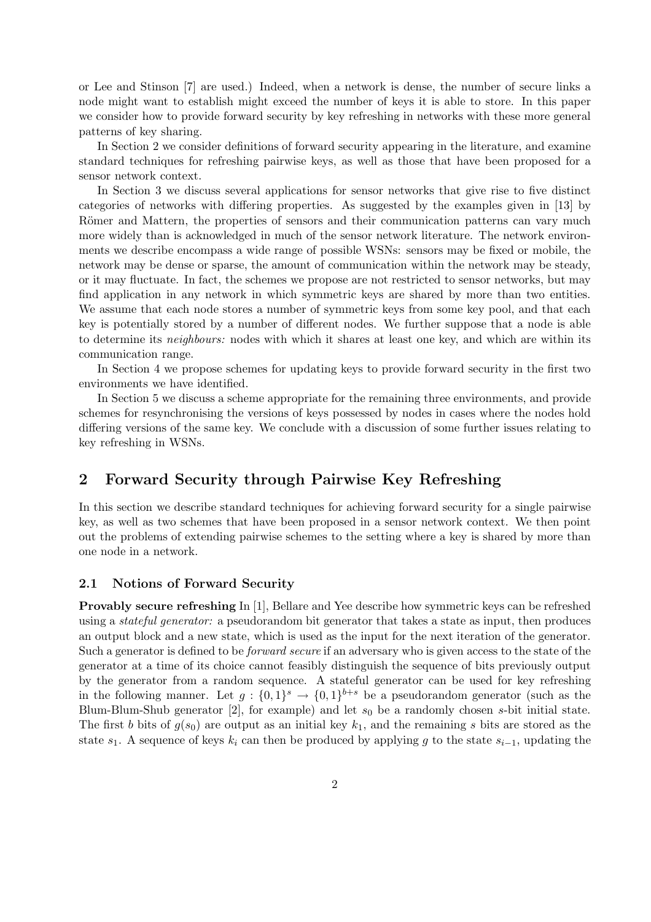or Lee and Stinson [7] are used.) Indeed, when a network is dense, the number of secure links a node might want to establish might exceed the number of keys it is able to store. In this paper we consider how to provide forward security by key refreshing in networks with these more general patterns of key sharing.

In Section 2 we consider definitions of forward security appearing in the literature, and examine standard techniques for refreshing pairwise keys, as well as those that have been proposed for a sensor network context.

In Section 3 we discuss several applications for sensor networks that give rise to five distinct categories of networks with differing properties. As suggested by the examples given in [13] by Römer and Mattern, the properties of sensors and their communication patterns can vary much more widely than is acknowledged in much of the sensor network literature. The network environments we describe encompass a wide range of possible WSNs: sensors may be fixed or mobile, the network may be dense or sparse, the amount of communication within the network may be steady, or it may fluctuate. In fact, the schemes we propose are not restricted to sensor networks, but may find application in any network in which symmetric keys are shared by more than two entities. We assume that each node stores a number of symmetric keys from some key pool, and that each key is potentially stored by a number of different nodes. We further suppose that a node is able to determine its *neighbours:* nodes with which it shares at least one key, and which are within its communication range.

In Section 4 we propose schemes for updating keys to provide forward security in the first two environments we have identified.

In Section 5 we discuss a scheme appropriate for the remaining three environments, and provide schemes for resynchronising the versions of keys possessed by nodes in cases where the nodes hold differing versions of the same key. We conclude with a discussion of some further issues relating to key refreshing in WSNs.

## 2 Forward Security through Pairwise Key Refreshing

In this section we describe standard techniques for achieving forward security for a single pairwise key, as well as two schemes that have been proposed in a sensor network context. We then point out the problems of extending pairwise schemes to the setting where a key is shared by more than one node in a network.

### 2.1 Notions of Forward Security

**Provably secure refreshing** In [1], Bellare and Yee describe how symmetric keys can be refreshed using a *stateful generator:* a pseudorandom bit generator that takes a state as input, then produces an output block and a new state, which is used as the input for the next iteration of the generator. Such a generator is defined to be *forward secure* if an adversary who is given access to the state of the generator at a time of its choice cannot feasibly distinguish the sequence of bits previously output by the generator from a random sequence. A stateful generator can be used for key refreshing in the following manner. Let $g : \{0,1\}^s \rightarrow \{0,1\}^{b+s}$ be a pseudorandom generator (such as the Blum-Blum-Shub generator [2], for example) and let $s_0$ be a randomly chosen $s$-bit initial state. The first $b$ bits of $g(s_0)$ are output as an initial key $k_1$, and the remaining $s$ bits are stored as the state $s_1$. A sequence of keys $k_i$ can then be produced by applying $g$ to the state $s_{i-1}$, updating the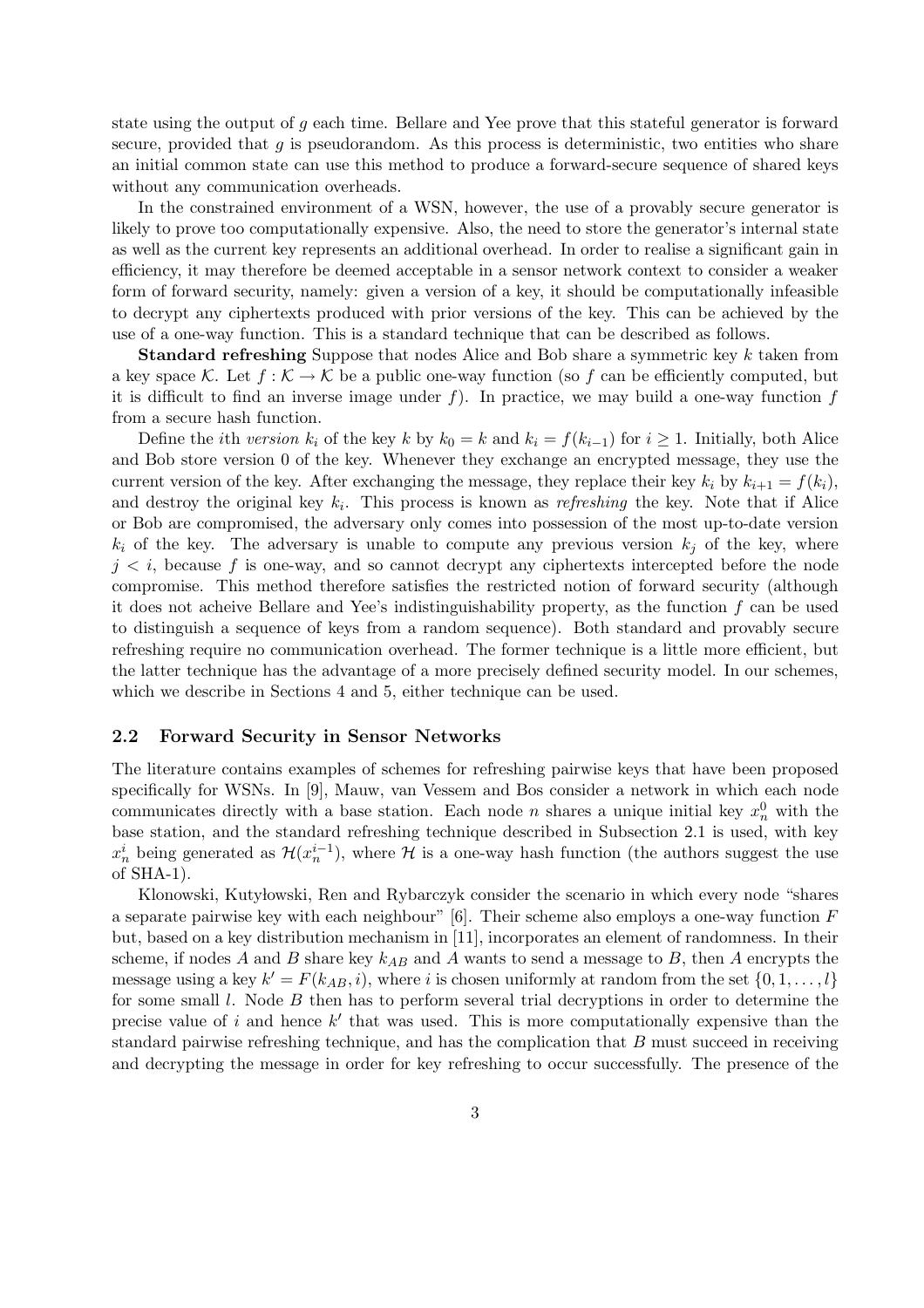state using the output of $g$ each time. Bellare and Yee prove that this stateful generator is forward secure, provided that $g$ is pseudorandom. As this process is deterministic, two entities who share an initial common state can use this method to produce a forward-secure sequence of shared keys without any communication overheads.

In the constrained environment of a WSN, however, the use of a provably secure generator is likely to prove too computationally expensive. Also, the need to store the generator's internal state as well as the current key represents an additional overhead. In order to realise a significant gain in efficiency, it may therefore be deemed acceptable in a sensor network context to consider a weaker form of forward security, namely: given a version of a key, it should be computationally infeasible to decrypt any ciphertexts produced with prior versions of the key. This can be achieved by the use of a one-way function. This is a standard technique that can be described as follows.

**Standard refreshing** Suppose that nodes Alice and Bob share a symmetric key $k$ taken from a key space $\mathcal{K}$. Let $f : \mathcal{K} \to \mathcal{K}$ be a public one-way function (so $f$ can be efficiently computed, but it is difficult to find an inverse image under $f$). In practice, we may build a one-way function $f$ from a secure hash function.

Define the $i$th *version* $k_i$ of the key $k$ by $k_0 = k$ and $k_i = f(k_{i-1})$ for $i \geq 1$. Initially, both Alice and Bob store version 0 of the key. Whenever they exchange an encrypted message, they use the current version of the key. After exchanging the message, they replace their key $k_i$ by $k_{i+1} = f(k_i)$, and destroy the original key $k_i$. This process is known as *refreshing* the key. Note that if Alice or Bob are compromised, the adversary only comes into possession of the most up-to-date version $k_i$ of the key. The adversary is unable to compute any previous version $k_j$ of the key, where $j < i$, because $f$ is one-way, and so cannot decrypt any ciphertexts intercepted before the node compromise. This method therefore satisfies the restricted notion of forward security (although it does not acheive Bellare and Yee's indistinguishability property, as the function $f$ can be used to distinguish a sequence of keys from a random sequence). Both standard and provably secure refreshing require no communication overhead. The former technique is a little more efficient, but the latter technique has the advantage of a more precisely defined security model. In our schemes, which we describe in Sections 4 and 5, either technique can be used.

### 2.2 Forward Security in Sensor Networks

The literature contains examples of schemes for refreshing pairwise keys that have been proposed specifically for WSNs. In [9], Mauw, van Vessem and Bos consider a network in which each node communicates directly with a base station. Each node $n$ shares a unique initial key $x_n^0$ with the base station, and the standard refreshing technique described in Subsection 2.1 is used, with key $x_n^i$ being generated as $\mathcal{H}(x_n^{i-1})$, where $\mathcal{H}$ is a one-way hash function (the authors suggest the use of SHA-1).

Klonowski, Kutyłowski, Ren and Rybarczyk consider the scenario in which every node "shares a separate pairwise key with each neighbour" [6]. Their scheme also employs a one-way function $F$ but, based on a key distribution mechanism in [11], incorporates an element of randomness. In their scheme, if nodes $A$ and $B$ share key $k_{AB}$ and $A$ wants to send a message to $B$, then $A$ encrypts the message using a key $k' = F(k_{AB}, i)$, where $i$ is chosen uniformly at random from the set $\{0, 1, \ldots, l\}$ for some small $l$. Node $B$ then has to perform several trial decryptions in order to determine the precise value of $i$ and hence $k'$ that was used. This is more computationally expensive than the standard pairwise refreshing technique, and has the complication that $B$ must succeed in receiving and decrypting the message in order for key refreshing to occur successfully. The presence of the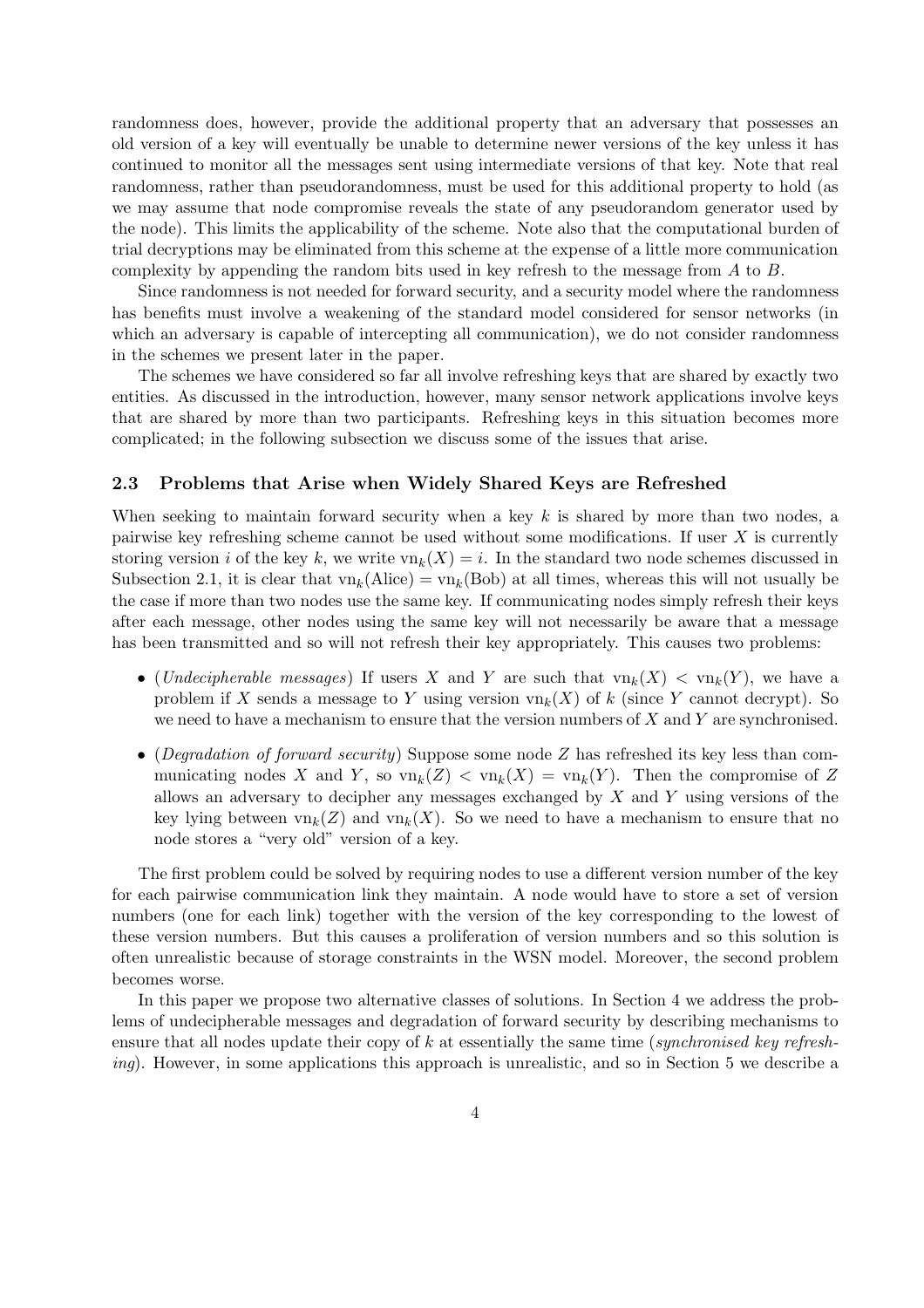randomness does, however, provide the additional property that an adversary that possesses an old version of a key will eventually be unable to determine newer versions of the key unless it has continued to monitor all the messages sent using intermediate versions of that key. Note that real randomness, rather than pseudorandomness, must be used for this additional property to hold (as we may assume that node compromise reveals the state of any pseudorandom generator used by the node). This limits the applicability of the scheme. Note also that the computational burden of trial decryptions may be eliminated from this scheme at the expense of a little more communication complexity by appending the random bits used in key refresh to the message from $A$ to $B$.

Since randomness is not needed for forward security, and a security model where the randomness has benefits must involve a weakening of the standard model considered for sensor networks (in which an adversary is capable of intercepting all communication), we do not consider randomness in the schemes we present later in the paper.

The schemes we have considered so far all involve refreshing keys that are shared by exactly two entities. As discussed in the introduction, however, many sensor network applications involve keys that are shared by more than two participants. Refreshing keys in this situation becomes more complicated; in the following subsection we discuss some of the issues that arise.

### 2.3 Problems that Arise when Widely Shared Keys are Refreshed

When seeking to maintain forward security when a key $k$ is shared by more than two nodes, a pairwise key refreshing scheme cannot be used without some modifications. If user $X$ is currently storing version $i$ of the key $k$, we write $\mathrm{vn}_k(X) = i$. In the standard two node schemes discussed in Subsection 2.1, it is clear that $\mathrm{vn}_k(\mathrm{Alice}) = \mathrm{vn}_k(\mathrm{Bob})$ at all times, whereas this will not usually be the case if more than two nodes use the same key. If communicating nodes simply refresh their keys after each message, other nodes using the same key will not necessarily be aware that a message has been transmitted and so will not refresh their key appropriately. This causes two problems:

- (*Undecipherable messages*) If users $X$ and $Y$ are such that $\mathrm{vn}_k(X) < \mathrm{vn}_k(Y)$, we have a problem if $X$ sends a message to $Y$ using version $\mathrm{vn}_k(X)$ of $k$ (since $Y$ cannot decrypt). So we need to have a mechanism to ensure that the version numbers of $X$ and $Y$ are synchronised.
- (*Degradation of forward security*) Suppose some node $Z$ has refreshed its key less than communicating nodes $X$ and $Y$, so $\mathrm{vn}_k(Z) < \mathrm{vn}_k(X) = \mathrm{vn}_k(Y)$. Then the compromise of $Z$ allows an adversary to decipher any messages exchanged by $X$ and $Y$ using versions of the key lying between $\mathrm{vn}_k(Z)$ and $\mathrm{vn}_k(X)$. So we need to have a mechanism to ensure that no node stores a "very old" version of a key.

The first problem could be solved by requiring nodes to use a different version number of the key for each pairwise communication link they maintain. A node would have to store a set of version numbers (one for each link) together with the version of the key corresponding to the lowest of these version numbers. But this causes a proliferation of version numbers and so this solution is often unrealistic because of storage constraints in the WSN model. Moreover, the second problem becomes worse.

In this paper we propose two alternative classes of solutions. In Section 4 we address the problems of undecipherable messages and degradation of forward security by describing mechanisms to ensure that all nodes update their copy of $k$ at essentially the same time (*synchronised key refreshing*). However, in some applications this approach is unrealistic, and so in Section 5 we describe a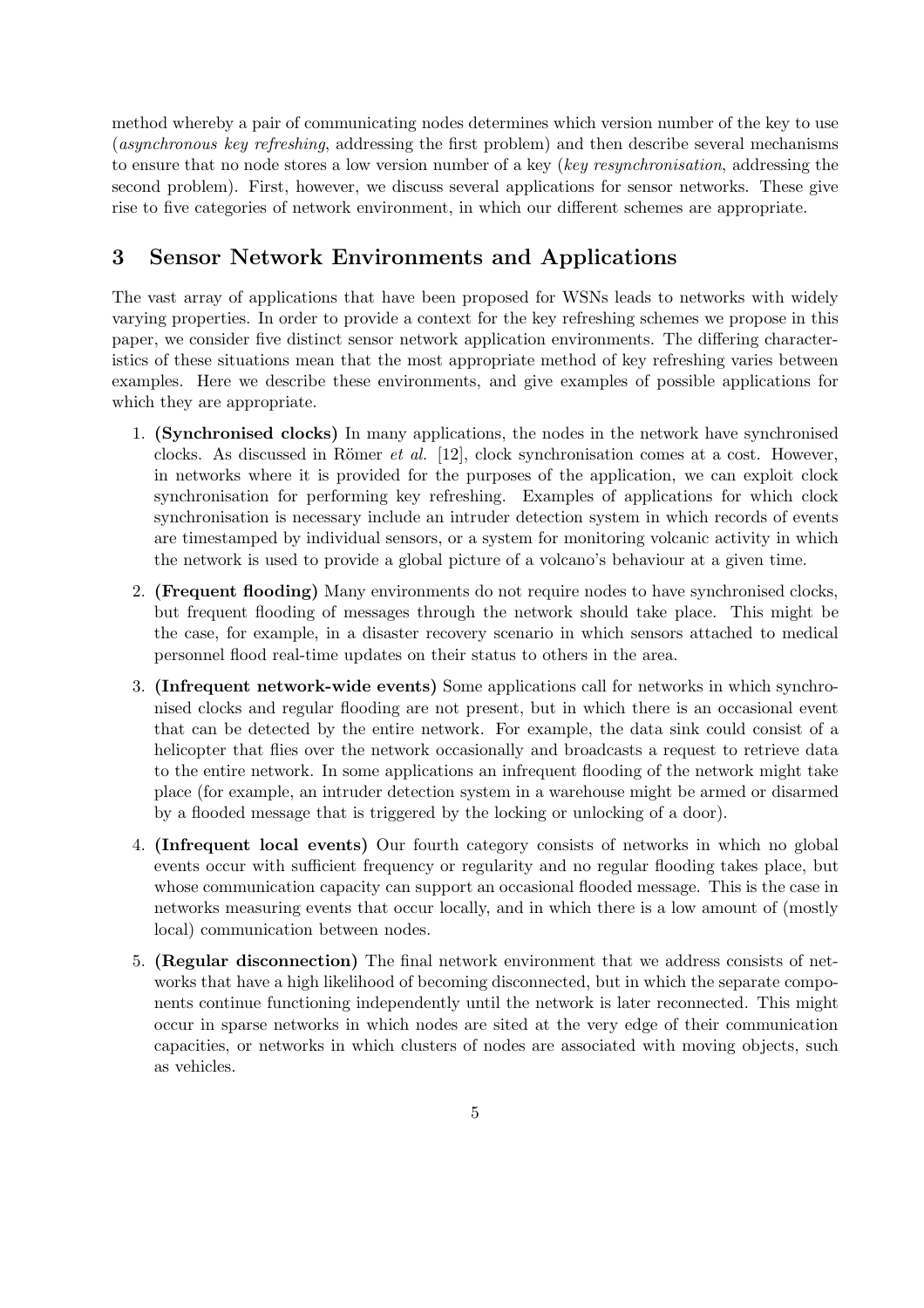method whereby a pair of communicating nodes determines which version number of the key to use (*asynchronous key refreshing*, addressing the first problem) and then describe several mechanisms to ensure that no node stores a low version number of a key (*key resynchronisation*, addressing the second problem). First, however, we discuss several applications for sensor networks. These give rise to five categories of network environment, in which our different schemes are appropriate.

## 3 Sensor Network Environments and Applications

The vast array of applications that have been proposed for WSNs leads to networks with widely varying properties. In order to provide a context for the key refreshing schemes we propose in this paper, we consider five distinct sensor network application environments. The differing characteristics of these situations mean that the most appropriate method of key refreshing varies between examples. Here we describe these environments, and give examples of possible applications for which they are appropriate.

1. **(Synchronised clocks)** In many applications, the nodes in the network have synchronised clocks. As discussed in Römer *et al.* [12], clock synchronisation comes at a cost. However, in networks where it is provided for the purposes of the application, we can exploit clock synchronisation for performing key refreshing. Examples of applications for which clock synchronisation is necessary include an intruder detection system in which records of events are timestamped by individual sensors, or a system for monitoring volcanic activity in which the network is used to provide a global picture of a volcano's behaviour at a given time.

2. **(Frequent flooding)** Many environments do not require nodes to have synchronised clocks, but frequent flooding of messages through the network should take place. This might be the case, for example, in a disaster recovery scenario in which sensors attached to medical personnel flood real-time updates on their status to others in the area.

3. **(Infrequent network-wide events)** Some applications call for networks in which synchronised clocks and regular flooding are not present, but in which there is an occasional event that can be detected by the entire network. For example, the data sink could consist of a helicopter that flies over the network occasionally and broadcasts a request to retrieve data to the entire network. In some applications an infrequent flooding of the network might take place (for example, an intruder detection system in a warehouse might be armed or disarmed by a flooded message that is triggered by the locking or unlocking of a door).

4. **(Infrequent local events)** Our fourth category consists of networks in which no global events occur with sufficient frequency or regularity and no regular flooding takes place, but whose communication capacity can support an occasional flooded message. This is the case in networks measuring events that occur locally, and in which there is a low amount of (mostly local) communication between nodes.

5. **(Regular disconnection)** The final network environment that we address consists of networks that have a high likelihood of becoming disconnected, but in which the separate components continue functioning independently until the network is later reconnected. This might occur in sparse networks in which nodes are sited at the very edge of their communication capacities, or networks in which clusters of nodes are associated with moving objects, such as vehicles.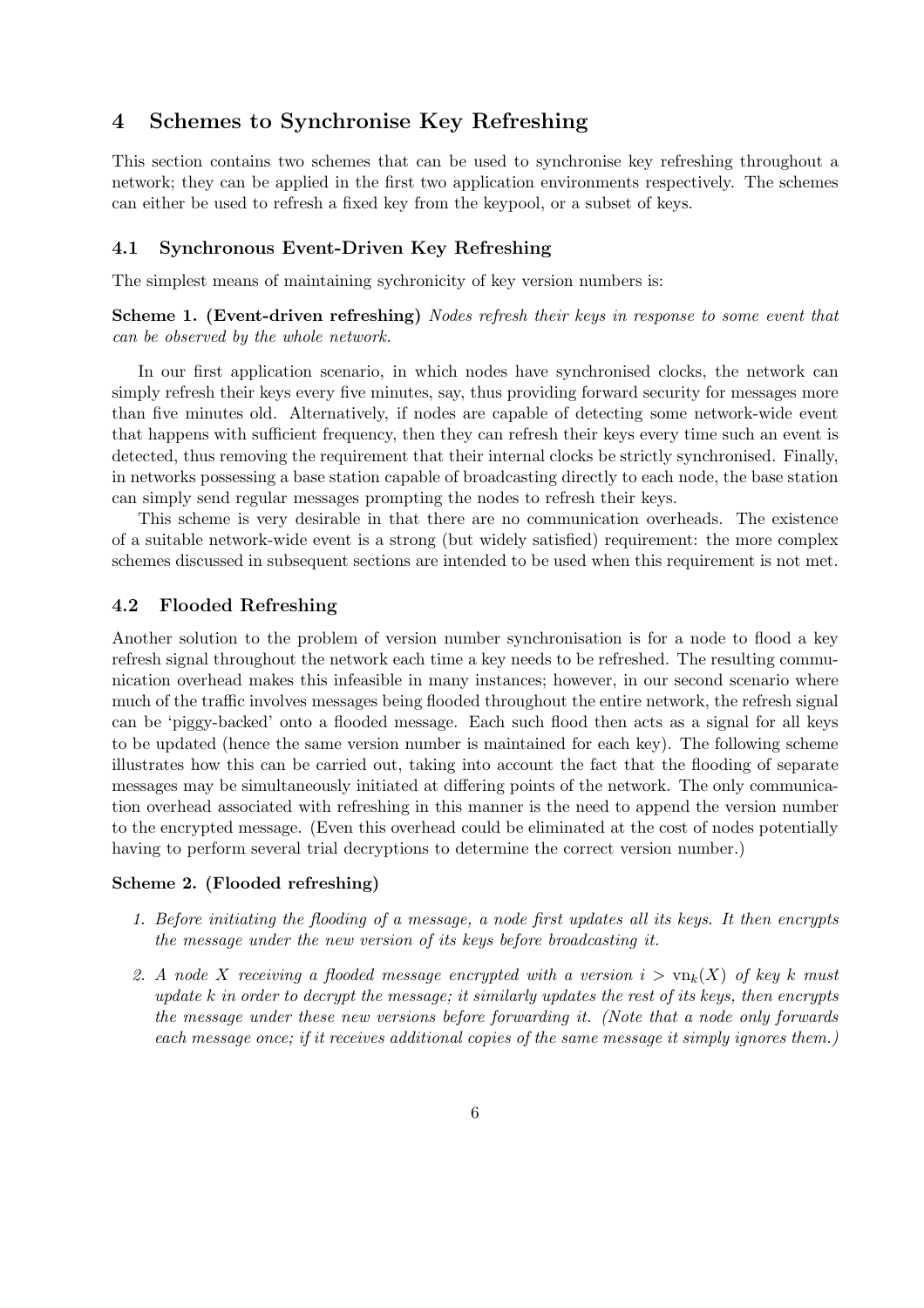# 4 Schemes to Synchronise Key Refreshing

This section contains two schemes that can be used to synchronise key refreshing throughout a network; they can be applied in the first two application environments respectively. The schemes can either be used to refresh a fixed key from the keypool, or a subset of keys.

## 4.1 Synchronous Event-Driven Key Refreshing

The simplest means of maintaining sychronicity of key version numbers is:

**Scheme 1. (Event-driven refreshing)** *Nodes refresh their keys in response to some event that can be observed by the whole network.*

In our first application scenario, in which nodes have synchronised clocks, the network can simply refresh their keys every five minutes, say, thus providing forward security for messages more than five minutes old. Alternatively, if nodes are capable of detecting some network-wide event that happens with sufficient frequency, then they can refresh their keys every time such an event is detected, thus removing the requirement that their internal clocks be strictly synchronised. Finally, in networks possessing a base station capable of broadcasting directly to each node, the base station can simply send regular messages prompting the nodes to refresh their keys.

This scheme is very desirable in that there are no communication overheads. The existence of a suitable network-wide event is a strong (but widely satisfied) requirement: the more complex schemes discussed in subsequent sections are intended to be used when this requirement is not met.

## 4.2 Flooded Refreshing

Another solution to the problem of version number synchronisation is for a node to flood a key refresh signal throughout the network each time a key needs to be refreshed. The resulting communication overhead makes this infeasible in many instances; however, in our second scenario where much of the traffic involves messages being flooded throughout the entire network, the refresh signal can be 'piggy-backed' onto a flooded message. Each such flood then acts as a signal for all keys to be updated (hence the same version number is maintained for each key). The following scheme illustrates how this can be carried out, taking into account the fact that the flooding of separate messages may be simultaneously initiated at differing points of the network. The only communication overhead associated with refreshing in this manner is the need to append the version number to the encrypted message. (Even this overhead could be eliminated at the cost of nodes potentially having to perform several trial decryptions to determine the correct version number.)

**Scheme 2. (Flooded refreshing)**

1. *Before initiating the flooding of a message, a node first updates all its keys. It then encrypts the message under the new version of its keys before broadcasting it.*
2. *A node $X$ receiving a flooded message encrypted with a version $i > \mathrm{vn}_k(X)$ of key $k$ must update $k$ in order to decrypt the message; it similarly updates the rest of its keys, then encrypts the message under these new versions before forwarding it. (Note that a node only forwards each message once; if it receives additional copies of the same message it simply ignores them.)*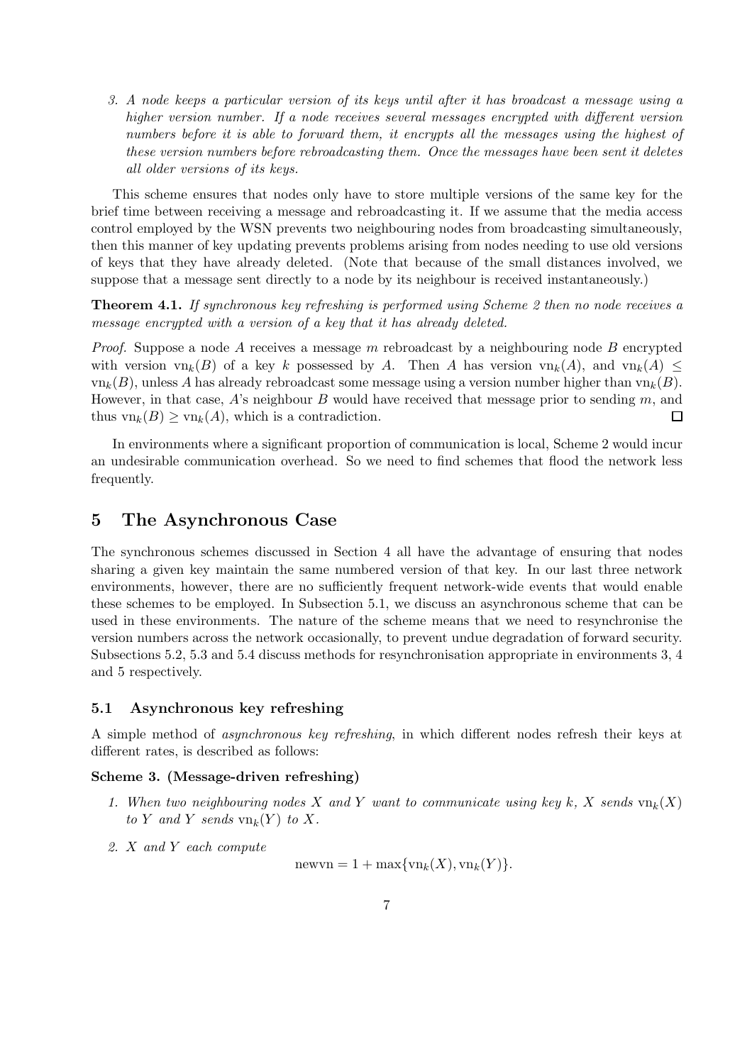3. *A node keeps a particular version of its keys until after it has broadcast a message using a higher version number. If a node receives several messages encrypted with different version numbers before it is able to forward them, it encrypts all the messages using the highest of these version numbers before rebroadcasting them. Once the messages have been sent it deletes all older versions of its keys.*

This scheme ensures that nodes only have to store multiple versions of the same key for the brief time between receiving a message and rebroadcasting it. If we assume that the media access control employed by the WSN prevents two neighbouring nodes from broadcasting simultaneously, then this manner of key updating prevents problems arising from nodes needing to use old versions of keys that they have already deleted. (Note that because of the small distances involved, we suppose that a message sent directly to a node by its neighbour is received instantaneously.)

**Theorem 4.1.** *If synchronous key refreshing is performed using Scheme 2 then no node receives a message encrypted with a version of a key that it has already deleted.*

*Proof.* Suppose a node $A$ receives a message $m$ rebroadcast by a neighbouring node $B$ encrypted with version $\mathrm{vn}_k(B)$ of a key $k$ possessed by $A$. Then $A$ has version $\mathrm{vn}_k(A)$, and $\mathrm{vn}_k(A) \leq \mathrm{vn}_k(B)$, unless $A$ has already rebroadcast some message using a version number higher than $\mathrm{vn}_k(B)$. However, in that case, $A$'s neighbour $B$ would have received that message prior to sending $m$, and thus $\mathrm{vn}_k(B) \geq \mathrm{vn}_k(A)$, which is a contradiction. □

In environments where a significant proportion of communication is local, Scheme 2 would incur an undesirable communication overhead. So we need to find schemes that flood the network less frequently.

# 5 The Asynchronous Case

The synchronous schemes discussed in Section 4 all have the advantage of ensuring that nodes sharing a given key maintain the same numbered version of that key. In our last three network environments, however, there are no sufficiently frequent network-wide events that would enable these schemes to be employed. In Subsection 5.1, we discuss an asynchronous scheme that can be used in these environments. The nature of the scheme means that we need to resynchronise the version numbers across the network occasionally, to prevent undue degradation of forward security. Subsections 5.2, 5.3 and 5.4 discuss methods for resynchronisation appropriate in environments 3, 4 and 5 respectively.

## 5.1 Asynchronous key refreshing

A simple method of *asynchronous key refreshing*, in which different nodes refresh their keys at different rates, is described as follows:

**Scheme 3. (Message-driven refreshing)**

1. *When two neighbouring nodes $X$ and $Y$ want to communicate using key $k$, $X$ sends $\mathrm{vn}_k(X)$ to $Y$ and $Y$ sends $\mathrm{vn}_k(Y)$ to $X$.*
2. *$X$ and $Y$ each compute*

$$\mathrm{newvn} = 1 + \max\{\mathrm{vn}_k(X), \mathrm{vn}_k(Y)\}.$$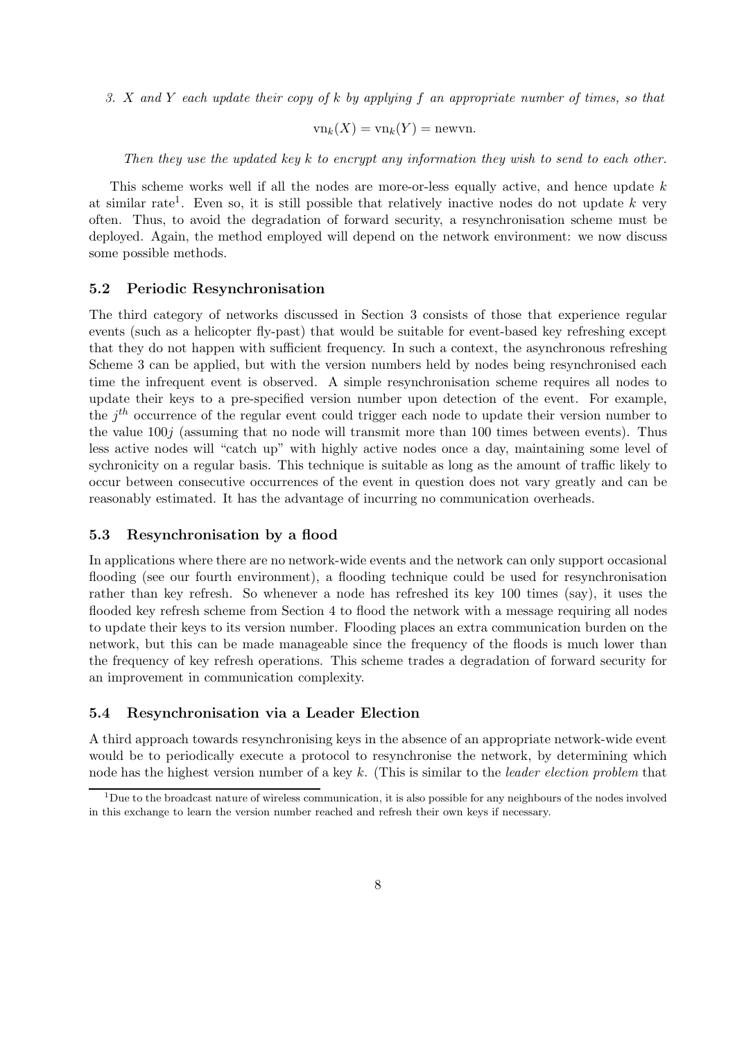*3. $X$ and $Y$ each update their copy of $k$ by applying $f$ an appropriate number of times, so that*

$$\mathrm{vn}_k(X) = \mathrm{vn}_k(Y) = \mathrm{newvn}.$$

*Then they use the updated key $k$ to encrypt any information they wish to send to each other.*

This scheme works well if all the nodes are more-or-less equally active, and hence update $k$ at similar rate[1]. Even so, it is still possible that relatively inactive nodes do not update $k$ very often. Thus, to avoid the degradation of forward security, a resynchronisation scheme must be deployed. Again, the method employed will depend on the network environment: we now discuss some possible methods.

### 5.2 Periodic Resynchronisation

The third category of networks discussed in Section 3 consists of those that experience regular events (such as a helicopter fly-past) that would be suitable for event-based key refreshing except that they do not happen with sufficient frequency. In such a context, the asynchronous refreshing Scheme 3 can be applied, but with the version numbers held by nodes being resynchronised each time the infrequent event is observed. A simple resynchronisation scheme requires all nodes to update their keys to a pre-specified version number upon detection of the event. For example, the $j^{th}$ occurrence of the regular event could trigger each node to update their version number to the value $100j$ (assuming that no node will transmit more than 100 times between events). Thus less active nodes will "catch up" with highly active nodes once a day, maintaining some level of sychronicity on a regular basis. This technique is suitable as long as the amount of traffic likely to occur between consecutive occurrences of the event in question does not vary greatly and can be reasonably estimated. It has the advantage of incurring no communication overheads.

### 5.3 Resynchronisation by a flood

In applications where there are no network-wide events and the network can only support occasional flooding (see our fourth environment), a flooding technique could be used for resynchronisation rather than key refresh. So whenever a node has refreshed its key 100 times (say), it uses the flooded key refresh scheme from Section 4 to flood the network with a message requiring all nodes to update their keys to its version number. Flooding places an extra communication burden on the network, but this can be made manageable since the frequency of the floods is much lower than the frequency of key refresh operations. This scheme trades a degradation of forward security for an improvement in communication complexity.

### 5.4 Resynchronisation via a Leader Election

A third approach towards resynchronising keys in the absence of an appropriate network-wide event would be to periodically execute a protocol to resynchronise the network, by determining which node has the highest version number of a key $k$. (This is similar to the *leader election problem* that

[1] Due to the broadcast nature of wireless communication, it is also possible for any neighbours of the nodes involved in this exchange to learn the version number reached and refresh their own keys if necessary.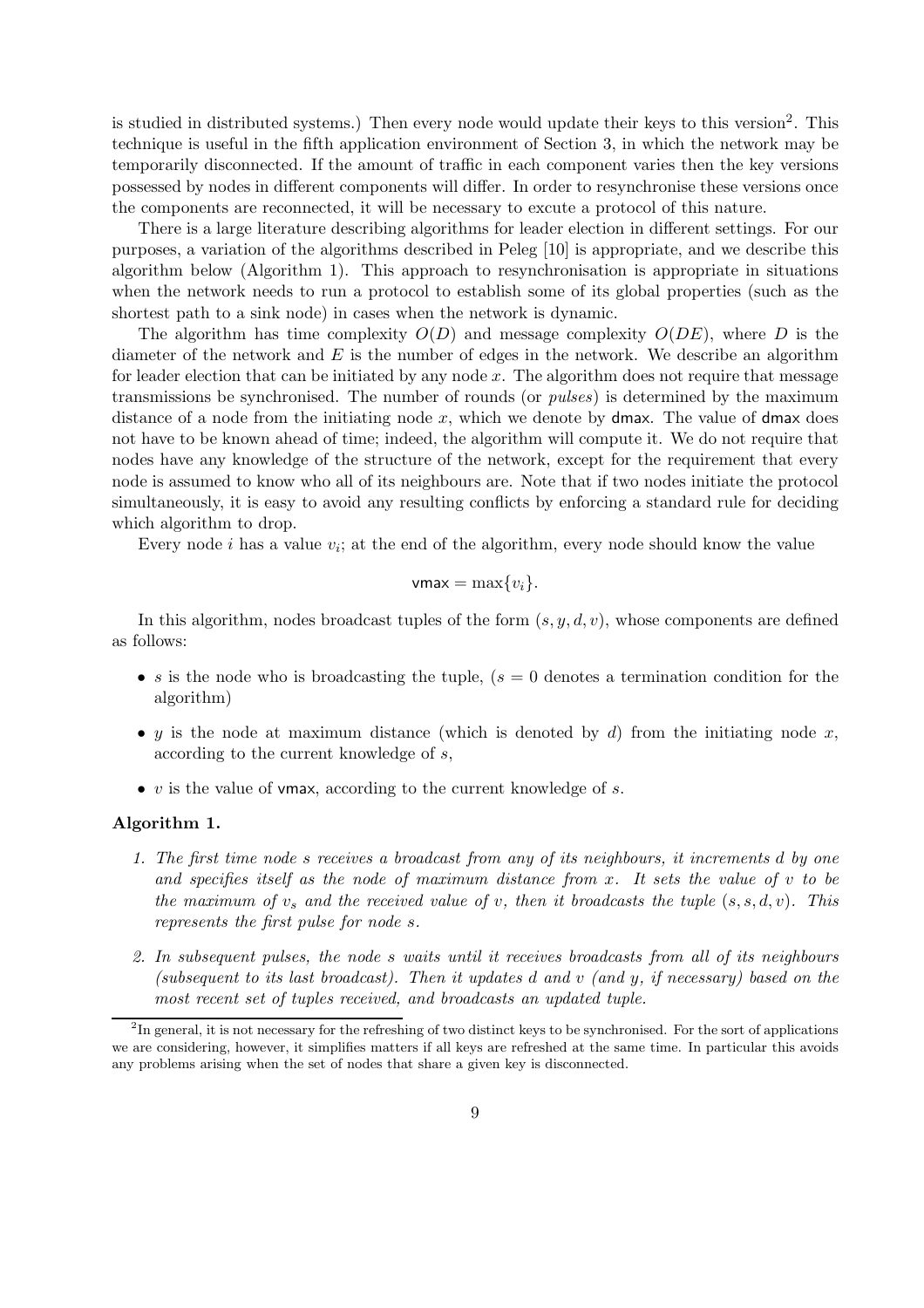is studied in distributed systems.) Then every node would update their keys to this version[2]. This technique is useful in the fifth application environment of Section 3, in which the network may be temporarily disconnected. If the amount of traffic in each component varies then the key versions possessed by nodes in different components will differ. In order to resynchronise these versions once the components are reconnected, it will be necessary to excute a protocol of this nature.

There is a large literature describing algorithms for leader election in different settings. For our purposes, a variation of the algorithms described in Peleg [10] is appropriate, and we describe this algorithm below (Algorithm 1). This approach to resynchronisation is appropriate in situations when the network needs to run a protocol to establish some of its global properties (such as the shortest path to a sink node) in cases when the network is dynamic.

The algorithm has time complexity $O(D)$ and message complexity $O(DE)$, where $D$ is the diameter of the network and $E$ is the number of edges in the network. We describe an algorithm for leader election that can be initiated by any node $x$. The algorithm does not require that message transmissions be synchronised. The number of rounds (or *pulses*) is determined by the maximum distance of a node from the initiating node $x$, which we denote by $\mathsf{dmax}$. The value of $\mathsf{dmax}$ does not have to be known ahead of time; indeed, the algorithm will compute it. We do not require that nodes have any knowledge of the structure of the network, except for the requirement that every node is assumed to know who all of its neighbours are. Note that if two nodes initiate the protocol simultaneously, it is easy to avoid any resulting conflicts by enforcing a standard rule for deciding which algorithm to drop.

Every node $i$ has a value $v_i$; at the end of the algorithm, every node should know the value

$$\mathsf{vmax} = \max\{v_i\}.$$

In this algorithm, nodes broadcast tuples of the form $(s, y, d, v)$, whose components are defined as follows:

- $s$ is the node who is broadcasting the tuple, ($s = 0$ denotes a termination condition for the algorithm)
- $y$ is the node at maximum distance (which is denoted by $d$) from the initiating node $x$, according to the current knowledge of $s$,
- $v$ is the value of $\mathsf{vmax}$, according to the current knowledge of $s$.

**Algorithm 1.**

1. *The first time node $s$ receives a broadcast from any of its neighbours, it increments $d$ by one and specifies itself as the node of maximum distance from $x$. It sets the value of $v$ to be the maximum of $v_s$ and the received value of $v$, then it broadcasts the tuple $(s, s, d, v)$. This represents the first pulse for node $s$.*
2. *In subsequent pulses, the node $s$ waits until it receives broadcasts from all of its neighbours (subsequent to its last broadcast). Then it updates $d$ and $v$ (and $y$, if necessary) based on the most recent set of tuples received, and broadcasts an updated tuple.*

[2] In general, it is not necessary for the refreshing of two distinct keys to be synchronised. For the sort of applications we are considering, however, it simplifies matters if all keys are refreshed at the same time. In particular this avoids any problems arising when the set of nodes that share a given key is disconnected.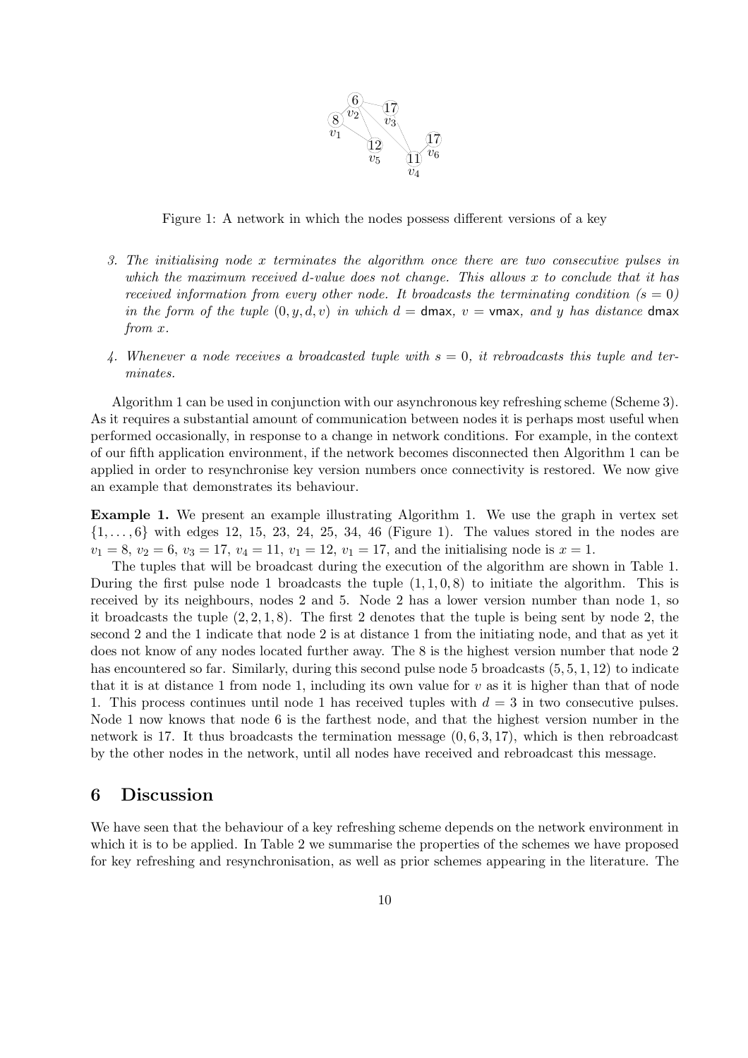Figure 1: A network in which the nodes possess different versions of a key

3. *The initialising node $x$ terminates the algorithm once there are two consecutive pulses in which the maximum received d-value does not change. This allows $x$ to conclude that it has received information from every other node. It broadcasts the terminating condition ($s = 0$) in the form of the tuple $(0, y, d, v)$ in which $d = \mathsf{dmax}$, $v = \mathsf{vmax}$, and $y$ has distance $\mathsf{dmax}$ from $x$.*

4. *Whenever a node receives a broadcasted tuple with $s = 0$, it rebroadcasts this tuple and terminates.*

Algorithm 1 can be used in conjunction with our asynchronous key refreshing scheme (Scheme 3). As it requires a substantial amount of communication between nodes it is perhaps most useful when performed occasionally, in response to a change in network conditions. For example, in the context of our fifth application environment, if the network becomes disconnected then Algorithm 1 can be applied in order to resynchronise key version numbers once connectivity is restored. We now give an example that demonstrates its behaviour.

**Example 1.** We present an example illustrating Algorithm 1. We use the graph in vertex set $\{1, \ldots, 6\}$ with edges 12, 15, 23, 24, 25, 34, 46 (Figure 1). The values stored in the nodes are $v_1 = 8$, $v_2 = 6$, $v_3 = 17$, $v_4 = 11$, $v_1 = 12$, $v_1 = 17$, and the initialising node is $x = 1$.

The tuples that will be broadcast during the execution of the algorithm are shown in Table 1. During the first pulse node 1 broadcasts the tuple $(1, 1, 0, 8)$ to initiate the algorithm. This is received by its neighbours, nodes 2 and 5. Node 2 has a lower version number than node 1, so it broadcasts the tuple $(2, 2, 1, 8)$. The first 2 denotes that the tuple is being sent by node 2, the second 2 and the 1 indicate that node 2 is at distance 1 from the initiating node, and that as yet it does not know of any nodes located further away. The 8 is the highest version number that node 2 has encountered so far. Similarly, during this second pulse node 5 broadcasts $(5, 5, 1, 12)$ to indicate that it is at distance 1 from node 1, including its own value for $v$ as it is higher than that of node 1. This process continues until node 1 has received tuples with $d = 3$ in two consecutive pulses. Node 1 now knows that node 6 is the farthest node, and that the highest version number in the network is 17. It thus broadcasts the termination message $(0, 6, 3, 17)$, which is then rebroadcast by the other nodes in the network, until all nodes have received and rebroadcast this message.

## 6 Discussion

We have seen that the behaviour of a key refreshing scheme depends on the network environment in which it is to be applied. In Table 2 we summarise the properties of the schemes we have proposed for key refreshing and resynchronisation, as well as prior schemes appearing in the literature. The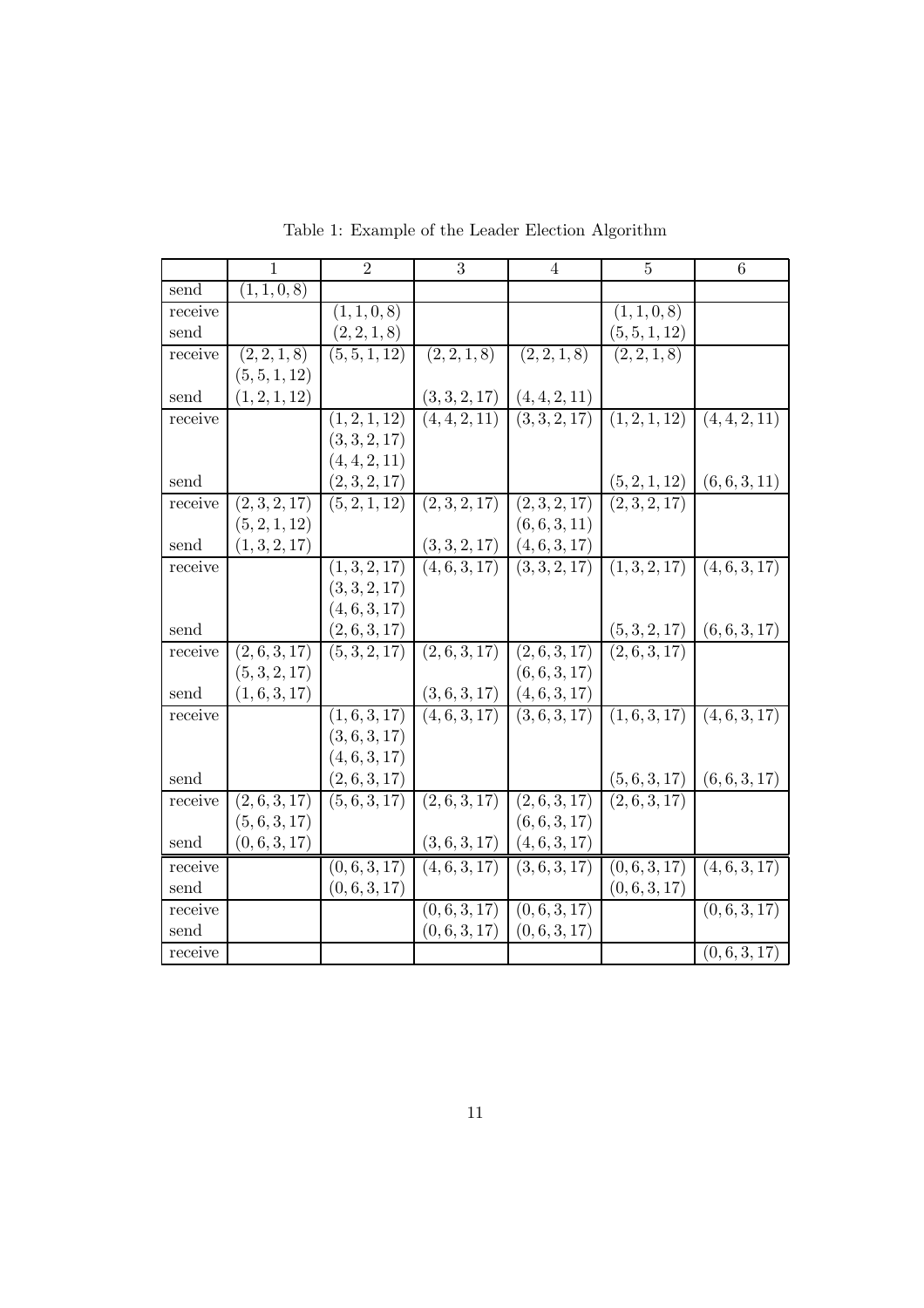Table 1: Example of the Leader Election Algorithm

| | 1 | 2 | 3 | 4 | 5 | 6 |
|---|---|---|---|---|---|---|
| send | $(1,1,0,8)$ | | | | | |
| receive | | $(1,1,0,8)$ | | | $(1,1,0,8)$ | |
| send | | $(2,2,1,8)$ | | | $(5,5,1,12)$ | |
| receive | $(2,2,1,8)$ $(5,5,1,12)$ | $(5,5,1,12)$ | $(2,2,1,8)$ | $(2,2,1,8)$ | $(2,2,1,8)$ | |
| send | $(1,2,1,12)$ | | $(3,3,2,17)$ | $(4,4,2,11)$ | | |
| receive | | $(1,2,1,12)$ $(3,3,2,17)$ $(4,4,2,11)$ | $(4,4,2,11)$ | $(3,3,2,17)$ | $(1,2,1,12)$ | $(4,4,2,11)$ |
| send | | $(2,3,2,17)$ | | | $(5,2,1,12)$ | $(6,6,3,11)$ |
| receive | $(2,3,2,17)$ $(5,2,1,12)$ | $(5,2,1,12)$ | $(2,3,2,17)$ | $(2,3,2,17)$ $(6,6,3,11)$ | $(2,3,2,17)$ | |
| send | $(1,3,2,17)$ | | $(3,3,2,17)$ | $(4,6,3,17)$ | | |
| receive | | $(1,3,2,17)$ $(3,3,2,17)$ $(4,6,3,17)$ | $(4,6,3,17)$ | $(3,3,2,17)$ | $(1,3,2,17)$ | $(4,6,3,17)$ |
| send | | $(2,6,3,17)$ | | | $(5,3,2,17)$ | $(6,6,3,17)$ |
| receive | $(2,6,3,17)$ $(5,3,2,17)$ | $(5,3,2,17)$ | $(2,6,3,17)$ | $(2,6,3,17)$ $(6,6,3,17)$ | $(2,6,3,17)$ | |
| send | $(1,6,3,17)$ | | $(3,6,3,17)$ | $(4,6,3,17)$ | | |
| receive | | $(1,6,3,17)$ $(3,6,3,17)$ $(4,6,3,17)$ | $(4,6,3,17)$ | $(3,6,3,17)$ | $(1,6,3,17)$ | $(4,6,3,17)$ |
| send | | $(2,6,3,17)$ | | | $(5,6,3,17)$ | $(6,6,3,17)$ |
| receive | $(2,6,3,17)$ $(5,6,3,17)$ | $(5,6,3,17)$ | $(2,6,3,17)$ | $(2,6,3,17)$ $(6,6,3,17)$ | $(2,6,3,17)$ | |
| send | $(0,6,3,17)$ | | $(3,6,3,17)$ | $(4,6,3,17)$ | | |
| receive | | $(0,6,3,17)$ | $(4,6,3,17)$ | $(3,6,3,17)$ | $(0,6,3,17)$ | $(4,6,3,17)$ |
| send | | $(0,6,3,17)$ | | | $(0,6,3,17)$ | |
| receive | | | $(0,6,3,17)$ | $(0,6,3,17)$ | | $(0,6,3,17)$ |
| send | | | $(0,6,3,17)$ | $(0,6,3,17)$ | | |
| receive | | | | | | $(0,6,3,17)$ |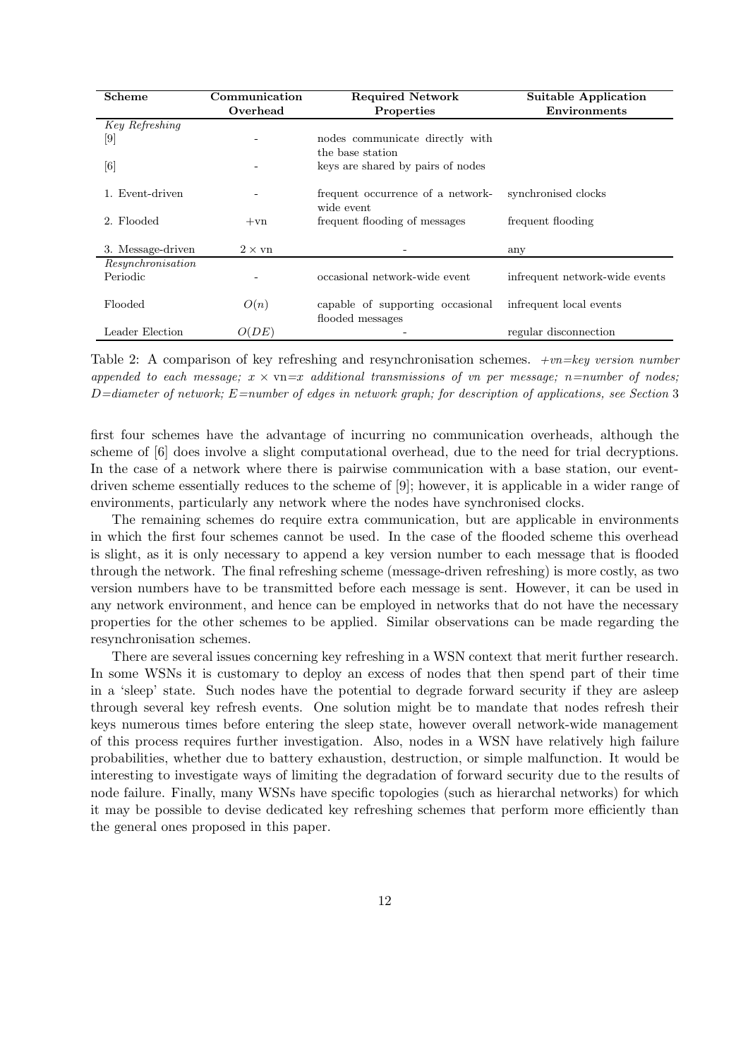| Scheme | Communication Overhead | Required Network Properties | Suitable Application Environments |
|---|---|---|---|
| *Key Refreshing* | | | |
| [9] | - | nodes communicate directly with the base station | |
| [6] | - | keys are shared by pairs of nodes | |
| 1. Event-driven | - | frequent occurrence of a network-wide event | synchronised clocks |
| 2. Flooded | +vn | frequent flooding of messages | frequent flooding |
| 3. Message-driven | $2 \times$ vn | - | any |
| *Resynchronisation* | | | |
| Periodic | - | occasional network-wide event | infrequent network-wide events |
| Flooded | $O(n)$ | capable of supporting occasional flooded messages | infrequent local events |
| Leader Election | $O(DE)$ | - | regular disconnection |

Table 2: A comparison of key refreshing and resynchronisation schemes. *+vn=key version number appended to each message; $x \times$ vn=$x$ additional transmissions of vn per message; $n$=number of nodes; $D$=diameter of network; $E$=number of edges in network graph; for description of applications, see Section* 3

first four schemes have the advantage of incurring no communication overheads, although the scheme of [6] does involve a slight computational overhead, due to the need for trial decryptions. In the case of a network where there is pairwise communication with a base station, our event-driven scheme essentially reduces to the scheme of [9]; however, it is applicable in a wider range of environments, particularly any network where the nodes have synchronised clocks.

The remaining schemes do require extra communication, but are applicable in environments in which the first four schemes cannot be used. In the case of the flooded scheme this overhead is slight, as it is only necessary to append a key version number to each message that is flooded through the network. The final refreshing scheme (message-driven refreshing) is more costly, as two version numbers have to be transmitted before each message is sent. However, it can be used in any network environment, and hence can be employed in networks that do not have the necessary properties for the other schemes to be applied. Similar observations can be made regarding the resynchronisation schemes.

There are several issues concerning key refreshing in a WSN context that merit further research. In some WSNs it is customary to deploy an excess of nodes that then spend part of their time in a 'sleep' state. Such nodes have the potential to degrade forward security if they are asleep through several key refresh events. One solution might be to mandate that nodes refresh their keys numerous times before entering the sleep state, however overall network-wide management of this process requires further investigation. Also, nodes in a WSN have relatively high failure probabilities, whether due to battery exhaustion, destruction, or simple malfunction. It would be interesting to investigate ways of limiting the degradation of forward security due to the results of node failure. Finally, many WSNs have specific topologies (such as hierarchal networks) for which it may be possible to devise dedicated key refreshing schemes that perform more efficiently than the general ones proposed in this paper.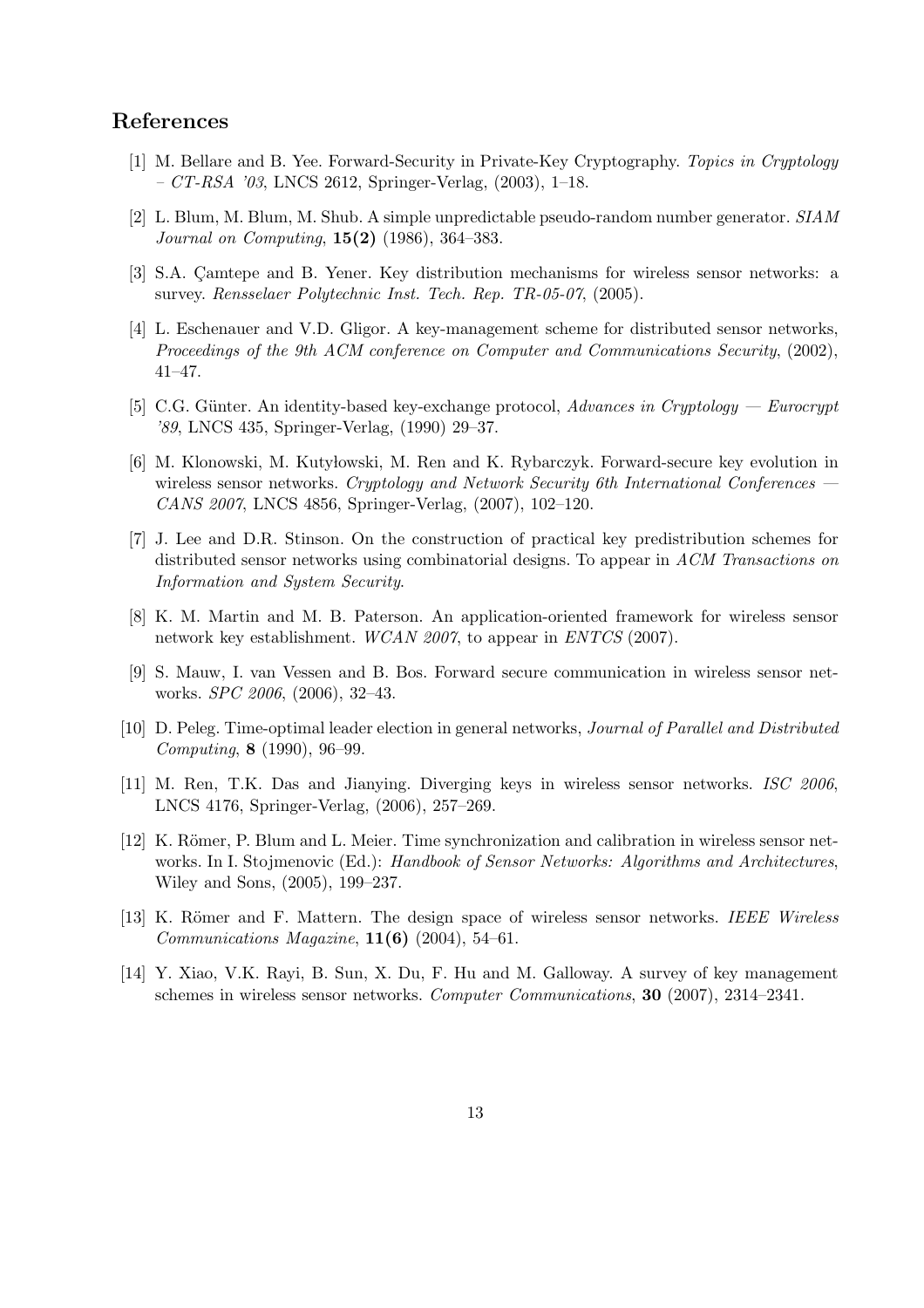## References

[1] M. Bellare and B. Yee. Forward-Security in Private-Key Cryptography. *Topics in Cryptology – CT-RSA '03*, LNCS 2612, Springer-Verlag, (2003), 1–18.

[2] L. Blum, M. Blum, M. Shub. A simple unpredictable pseudo-random number generator. *SIAM Journal on Computing*, **15(2)** (1986), 364–383.

[3] S.A. Çamtepe and B. Yener. Key distribution mechanisms for wireless sensor networks: a survey. *Rensselaer Polytechnic Inst. Tech. Rep. TR-05-07*, (2005).

[4] L. Eschenauer and V.D. Gligor. A key-management scheme for distributed sensor networks, *Proceedings of the 9th ACM conference on Computer and Communications Security*, (2002), 41–47.

[5] C.G. Günter. An identity-based key-exchange protocol, *Advances in Cryptology — Eurocrypt '89*, LNCS 435, Springer-Verlag, (1990) 29–37.

[6] M. Klonowski, M. Kutyłowski, M. Ren and K. Rybarczyk. Forward-secure key evolution in wireless sensor networks. *Cryptology and Network Security 6th International Conferences — CANS 2007*, LNCS 4856, Springer-Verlag, (2007), 102–120.

[7] J. Lee and D.R. Stinson. On the construction of practical key predistribution schemes for distributed sensor networks using combinatorial designs. To appear in *ACM Transactions on Information and System Security*.

[8] K. M. Martin and M. B. Paterson. An application-oriented framework for wireless sensor network key establishment. *WCAN 2007*, to appear in *ENTCS* (2007).

[9] S. Mauw, I. van Vessen and B. Bos. Forward secure communication in wireless sensor networks. *SPC 2006*, (2006), 32–43.

[10] D. Peleg. Time-optimal leader election in general networks, *Journal of Parallel and Distributed Computing*, **8** (1990), 96–99.

[11] M. Ren, T.K. Das and Jianying. Diverging keys in wireless sensor networks. *ISC 2006*, LNCS 4176, Springer-Verlag, (2006), 257–269.

[12] K. Römer, P. Blum and L. Meier. Time synchronization and calibration in wireless sensor networks. In I. Stojmenovic (Ed.): *Handbook of Sensor Networks: Algorithms and Architectures*, Wiley and Sons, (2005), 199–237.

[13] K. Römer and F. Mattern. The design space of wireless sensor networks. *IEEE Wireless Communications Magazine*, **11(6)** (2004), 54–61.

[14] Y. Xiao, V.K. Rayi, B. Sun, X. Du, F. Hu and M. Galloway. A survey of key management schemes in wireless sensor networks. *Computer Communications*, **30** (2007), 2314–2341.